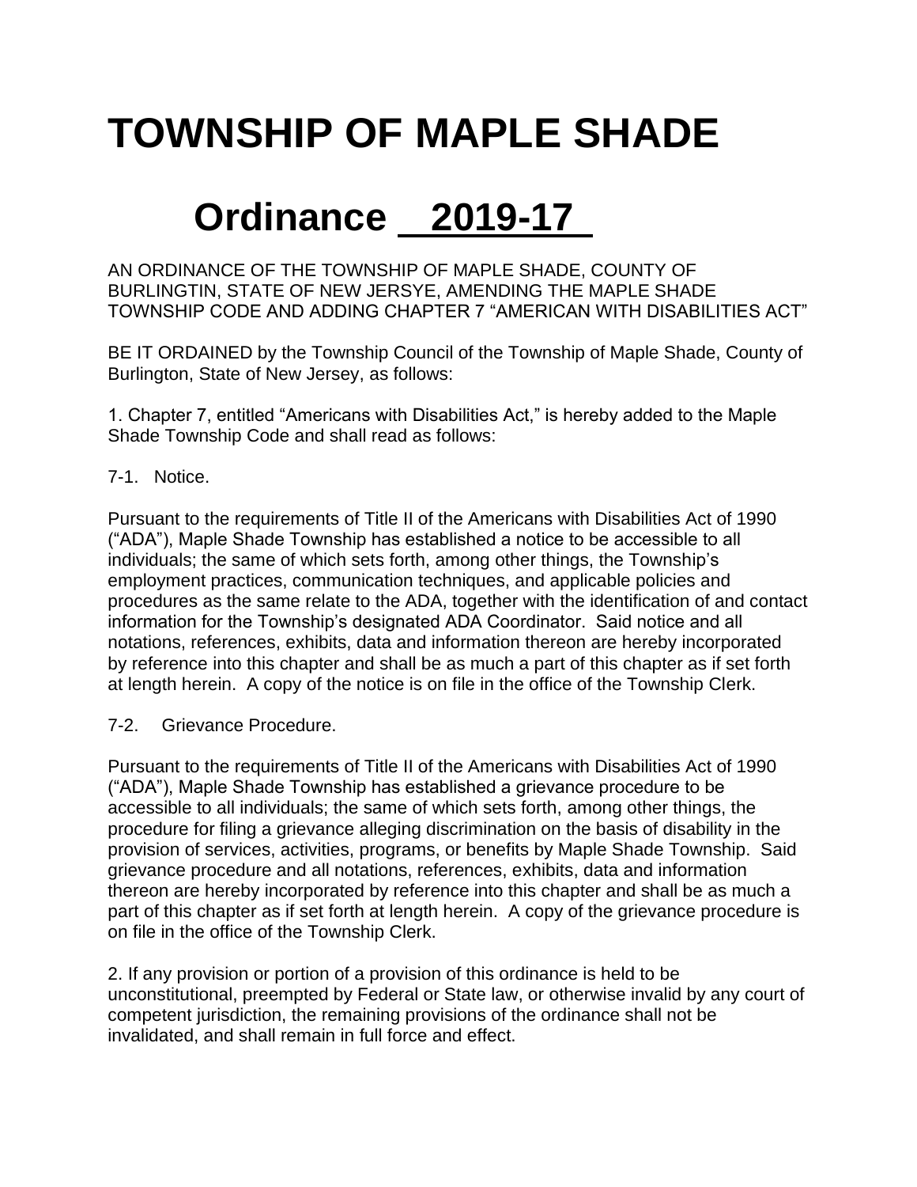# TOWNSHIP OF MAPLE SHADE

## Ordinance 2019-17

AN ORDINANCE OF THE TOWNSHIP OF MAPLE SHADE, COUNTY OF BURLINGTIN, STATE OF NEW JERSYE, AMENDING THE MAPLE SHADE TOWNSHIP CODE AND ADDING CHAPTER 7 "AMERICAN WITH DISABILITIES ACT"

BE IT ORDAINED by the Township Council of the Township of Maple Shade, County of Burlington, State of New Jersey, as follows:

1. Chapter 7, entitled "Americans with Disabilities Act," is hereby added to the Maple Shade Township Code and shall read as follows:

7-1. Notice.

Pursuant to the requirements of Title II of the Americans with Disabilities Act of 1990 ("ADA"), Maple Shade Township has established a notice to be accessible to all individuals; the same of which sets forth, among other things, the Township's employment practices, communication techniques, and applicable policies and procedures as the same relate to the ADA, together with the identification of and contact information for the Township's designated ADA Coordinator. Said notice and all notations, references, exhibits, data and information thereon are hereby incorporated by reference into this chapter and shall be as much a part of this chapter as if set forth at length herein. A copy of the notice is on file in the office of the Township Clerk.

7-2. Grievance Procedure.

Pursuant to the requirements of Title II of the Americans with Disabilities Act of 1990 ("ADA"), Maple Shade Township has established a grievance procedure to be accessible to all individuals; the same of which sets forth, among other things, the procedure for filing a grievance alleging discrimination on the basis of disability in the provision of services, activities, programs, or benefits by Maple Shade Township. Said grievance procedure and all notations, references, exhibits, data and information thereon are hereby incorporated by reference into this chapter and shall be as much a part of this chapter as if set forth at length herein. A copy of the grievance procedure is on file in the office of the Township Clerk.

2. If any provision or portion of a provision of this ordinance is held to be unconstitutional, preempted by Federal or State law, or otherwise invalid by any court of competent jurisdiction, the remaining provisions of the ordinance shall not be invalidated, and shall remain in full force and effect.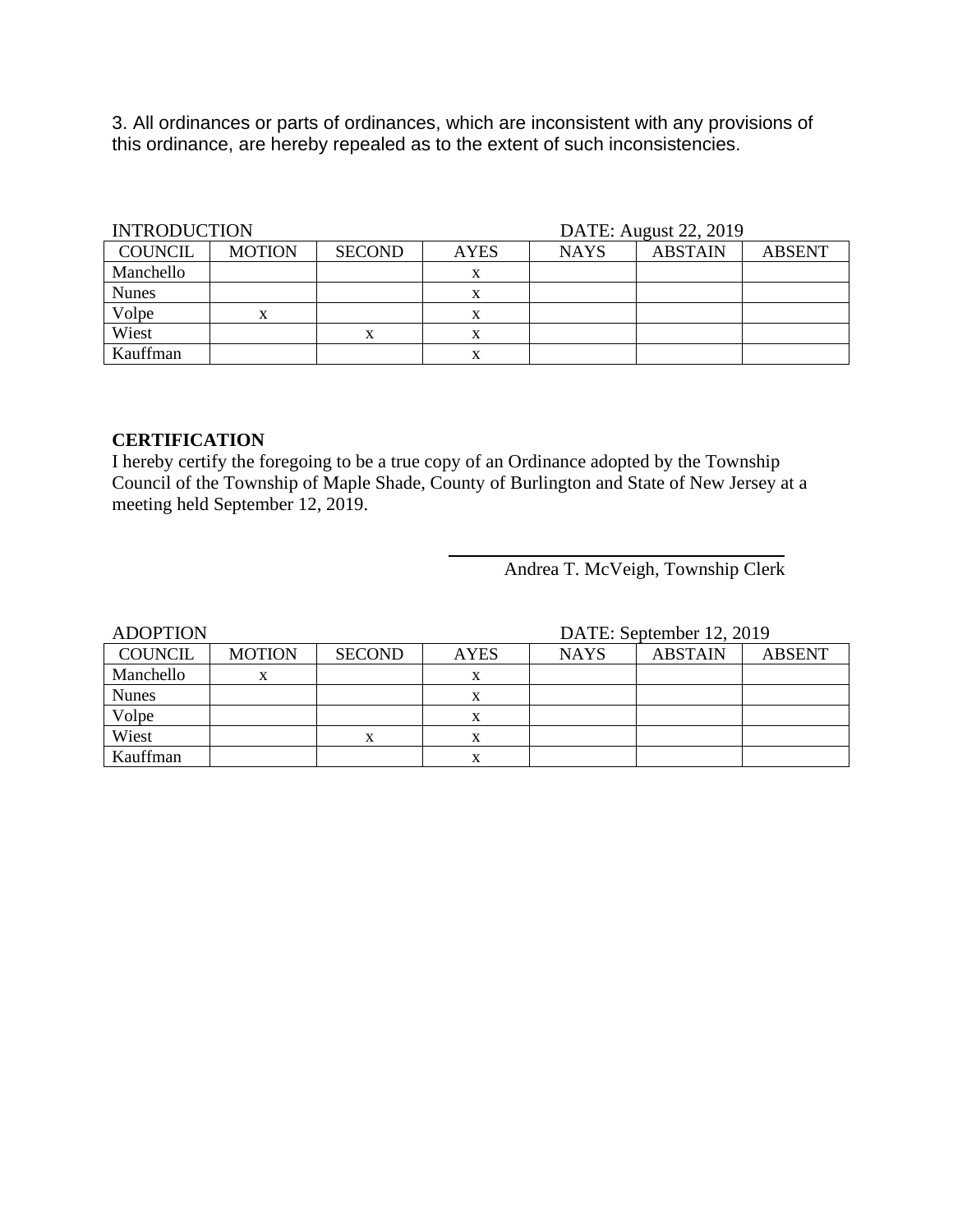3. All ordinances or parts of ordinances, which are inconsistent with any provisions of this ordinance, are hereby repealed as to the extent of such inconsistencies.

INTRODUCTION DATE: August 22, 2019

| COUNCIL | MOTION | SECOND | AYES | NAYS | ABSTAIN | ABSENT |
|---|---|---|---|---|---|---|
| Manchello | | | x | | | |
| Nunes | | | x | | | |
| Volpe | x | | x | | | |
| Wiest | | x | x | | | |
| Kauffman | | | x | | | |

**CERTIFICATION**

I hereby certify the foregoing to be a true copy of an Ordinance adopted by the Township Council of the Township of Maple Shade, County of Burlington and State of New Jersey at a meeting held September 12, 2019.

Andrea T. McVeigh, Township Clerk

ADOPTION DATE: September 12, 2019

| COUNCIL | MOTION | SECOND | AYES | NAYS | ABSTAIN | ABSENT |
|---|---|---|---|---|---|---|
| Manchello | x | | x | | | |
| Nunes | | | x | | | |
| Volpe | | | x | | | |
| Wiest | | x | x | | | |
| Kauffman | | | x | | | |